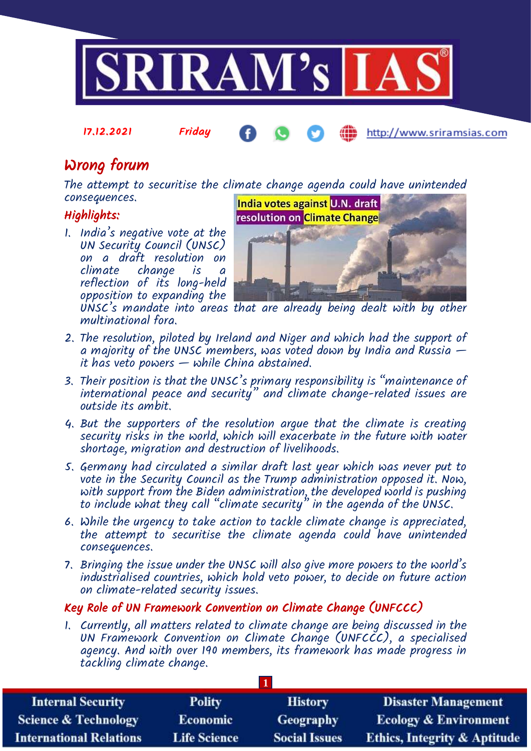17.12.2021 Friday http://www.sriramsias.com

# Wrong forum

*The attempt to securitise the climate change agenda could have unintended consequences.*

## Highlights:

1. India's negative vote at the UN Security Council (UNSC) on a draft resolution on climate change is a reflection of its long-held opposition to expanding the UNSC's mandate into areas that are already being dealt with by other multinational fora.
2. The resolution, piloted by Ireland and Niger and which had the support of a majority of the UNSC members, was voted down by India and Russia — it has veto powers — while China abstained.
3. Their position is that the UNSC's primary responsibility is "maintenance of international peace and security" and climate change-related issues are outside its ambit.
4. But the supporters of the resolution argue that the climate is creating security risks in the world, which will exacerbate in the future with water shortage, migration and destruction of livelihoods.
5. Germany had circulated a similar draft last year which was never put to vote in the Security Council as the Trump administration opposed it. Now, with support from the Biden administration, the developed world is pushing to include what they call "climate security" in the agenda of the UNSC.
6. While the urgency to take action to tackle climate change is appreciated, the attempt to securitise the climate agenda could have unintended consequences.
7. Bringing the issue under the UNSC will also give more powers to the world's industrialised countries, which hold veto power, to decide on future action on climate-related security issues.

## Key Role of UN Framework Convention on Climate Change (UNFCCC)

1. Currently, all matters related to climate change are being discussed in the UN Framework Convention on Climate Change (UNFCCC), a specialised agency. And with over 190 members, its framework has made progress in tackling climate change.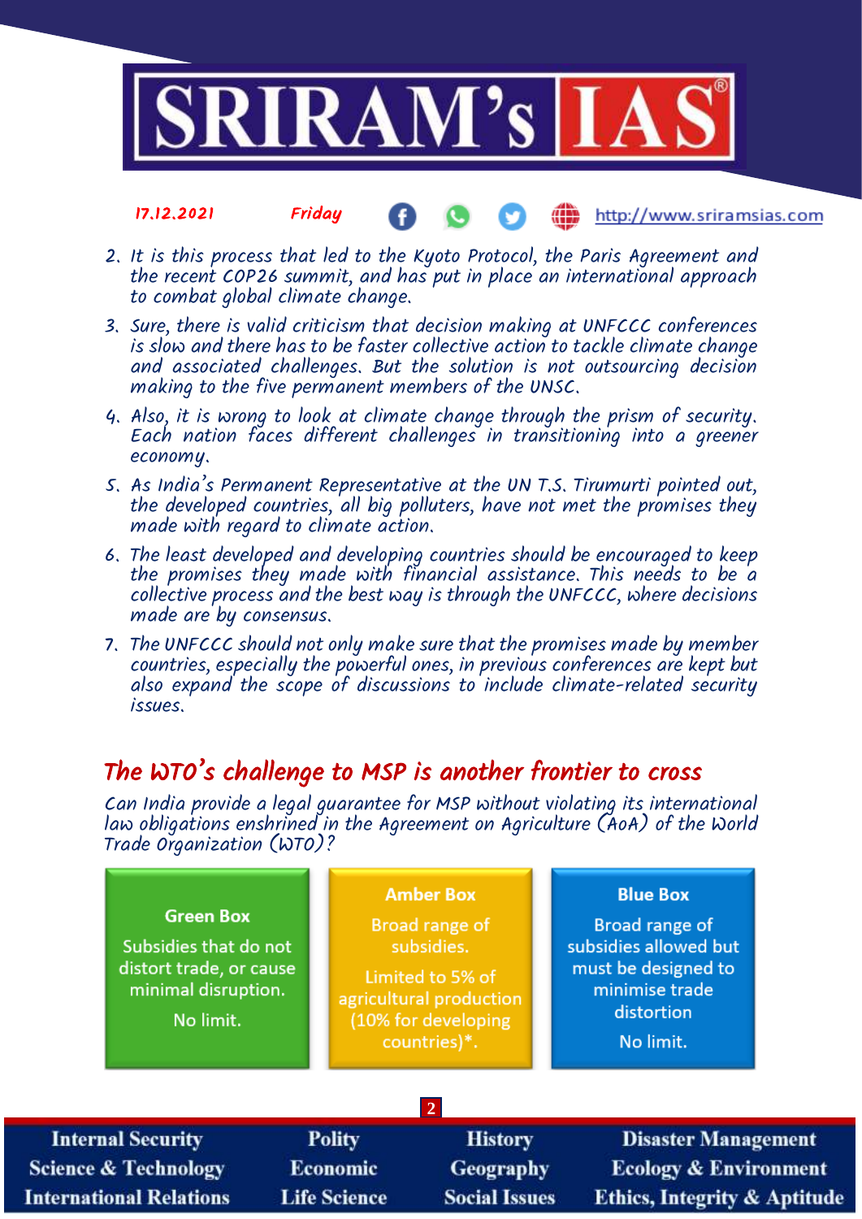2. It is this process that led to the Kyoto Protocol, the Paris Agreement and the recent COP26 summit, and has put in place an international approach to combat global climate change.
3. Sure, there is valid criticism that decision making at UNFCCC conferences is slow and there has to be faster collective action to tackle climate change and associated challenges. But the solution is not outsourcing decision making to the five permanent members of the UNSC.
4. Also, it is wrong to look at climate change through the prism of security. Each nation faces different challenges in transitioning into a greener economy.
5. As India's Permanent Representative at the UN T.S. Tirumurti pointed out, the developed countries, all big polluters, have not met the promises they made with regard to climate action.
6. The least developed and developing countries should be encouraged to keep the promises they made with financial assistance. This needs to be a collective process and the best way is through the UNFCCC, where decisions made are by consensus.
7. The UNFCCC should not only make sure that the promises made by member countries, especially the powerful ones, in previous conferences are kept but also expand the scope of discussions to include climate-related security issues.

## The WTO's challenge to MSP is another frontier to cross

*Can India provide a legal guarantee for MSP without violating its international law obligations enshrined in the Agreement on Agriculture (AoA) of the World Trade Organization (WTO)?*

| Green Box | Amber Box | Blue Box |
|---|---|---|
| Subsidies that do not distort trade, or cause minimal disruption. | Broad range of subsidies. | Broad range of subsidies allowed but must be designed to minimise trade distortion |
| No limit. | Limited to 5% of agricultural production (10% for developing countries)*. | No limit. |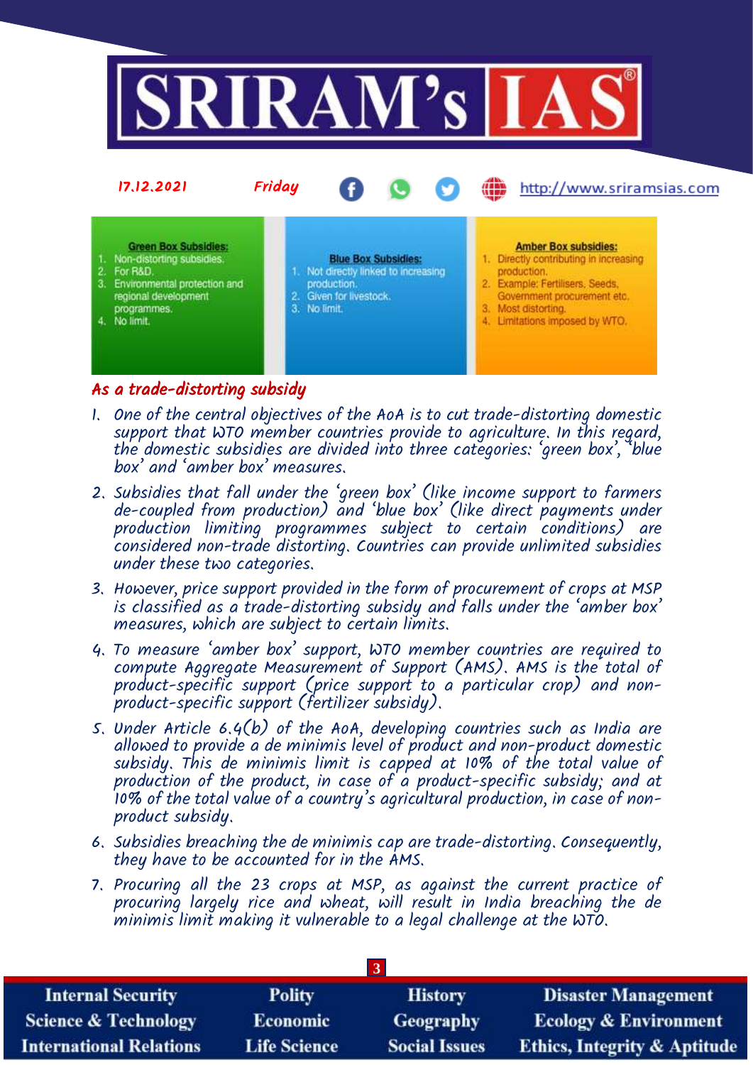**Green Box Subsidies:**
1. Non-distorting subsidies.
2. For R&D.
3. Environmental protection and regional development programmes.
4. No limit.

**Blue Box Subsidies:**
1. Not directly linked to increasing production.
2. Given for livestock.
3. No limit.

**Amber Box subsidies:**
1. Directly contributing in increasing production.
2. Example: Fertilisers, Seeds, Government procurement etc.
3. Most distorting.
4. Limitations imposed by WTO.

## As a trade-distorting subsidy

1. One of the central objectives of the AoA is to cut trade-distorting domestic support that WTO member countries provide to agriculture. In this regard, the domestic subsidies are divided into three categories: 'green box', 'blue box' and 'amber box' measures.
2. Subsidies that fall under the 'green box' (like income support to farmers de-coupled from production) and 'blue box' (like direct payments under production limiting programmes subject to certain conditions) are considered non-trade distorting. Countries can provide unlimited subsidies under these two categories.
3. However, price support provided in the form of procurement of crops at MSP is classified as a trade-distorting subsidy and falls under the 'amber box' measures, which are subject to certain limits.
4. To measure 'amber box' support, WTO member countries are required to compute Aggregate Measurement of Support (AMS). AMS is the total of product-specific support (price support to a particular crop) and non-product-specific support (fertilizer subsidy).
5. Under Article 6.4(b) of the AoA, developing countries such as India are allowed to provide a de minimis level of product and non-product domestic subsidy. This de minimis limit is capped at 10% of the total value of production of the product, in case of a product-specific subsidy; and at 10% of the total value of a country's agricultural production, in case of non-product subsidy.
6. Subsidies breaching the de minimis cap are trade-distorting. Consequently, they have to be accounted for in the AMS.
7. Procuring all the 23 crops at MSP, as against the current practice of procuring largely rice and wheat, will result in India breaching the de minimis limit making it vulnerable to a legal challenge at the WTO.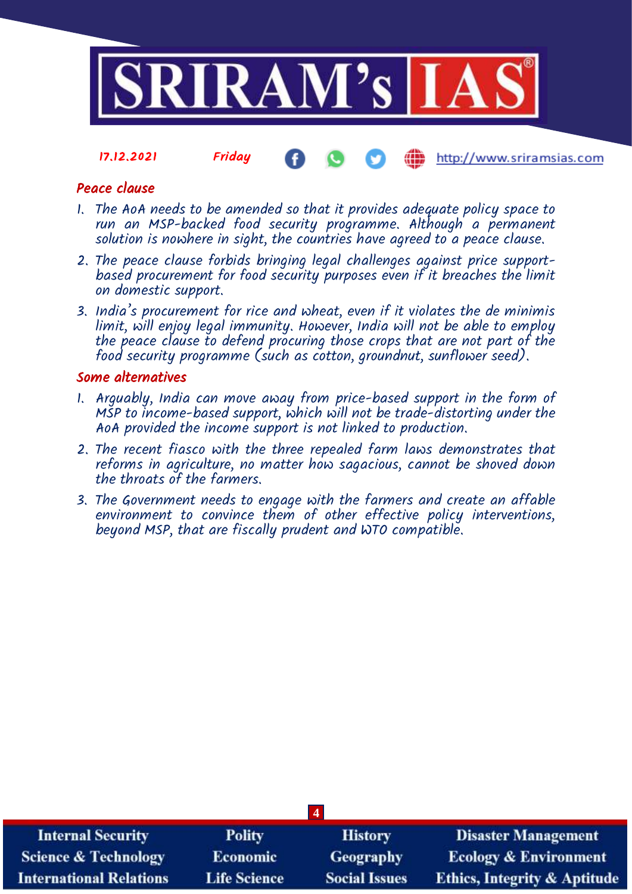## Peace clause

1. The AoA needs to be amended so that it provides adequate policy space to run an MSP-backed food security programme. Although a permanent solution is nowhere in sight, the countries have agreed to a peace clause.
2. The peace clause forbids bringing legal challenges against price support-based procurement for food security purposes even if it breaches the limit on domestic support.
3. India's procurement for rice and wheat, even if it violates the de minimis limit, will enjoy legal immunity. However, India will not be able to employ the peace clause to defend procuring those crops that are not part of the food security programme (such as cotton, groundnut, sunflower seed).

## Some alternatives

1. Arguably, India can move away from price-based support in the form of MSP to income-based support, which will not be trade-distorting under the AoA provided the income support is not linked to production.
2. The recent fiasco with the three repealed farm laws demonstrates that reforms in agriculture, no matter how sagacious, cannot be shoved down the throats of the farmers.
3. The Government needs to engage with the farmers and create an affable environment to convince them of other effective policy interventions, beyond MSP, that are fiscally prudent and WTO compatible.